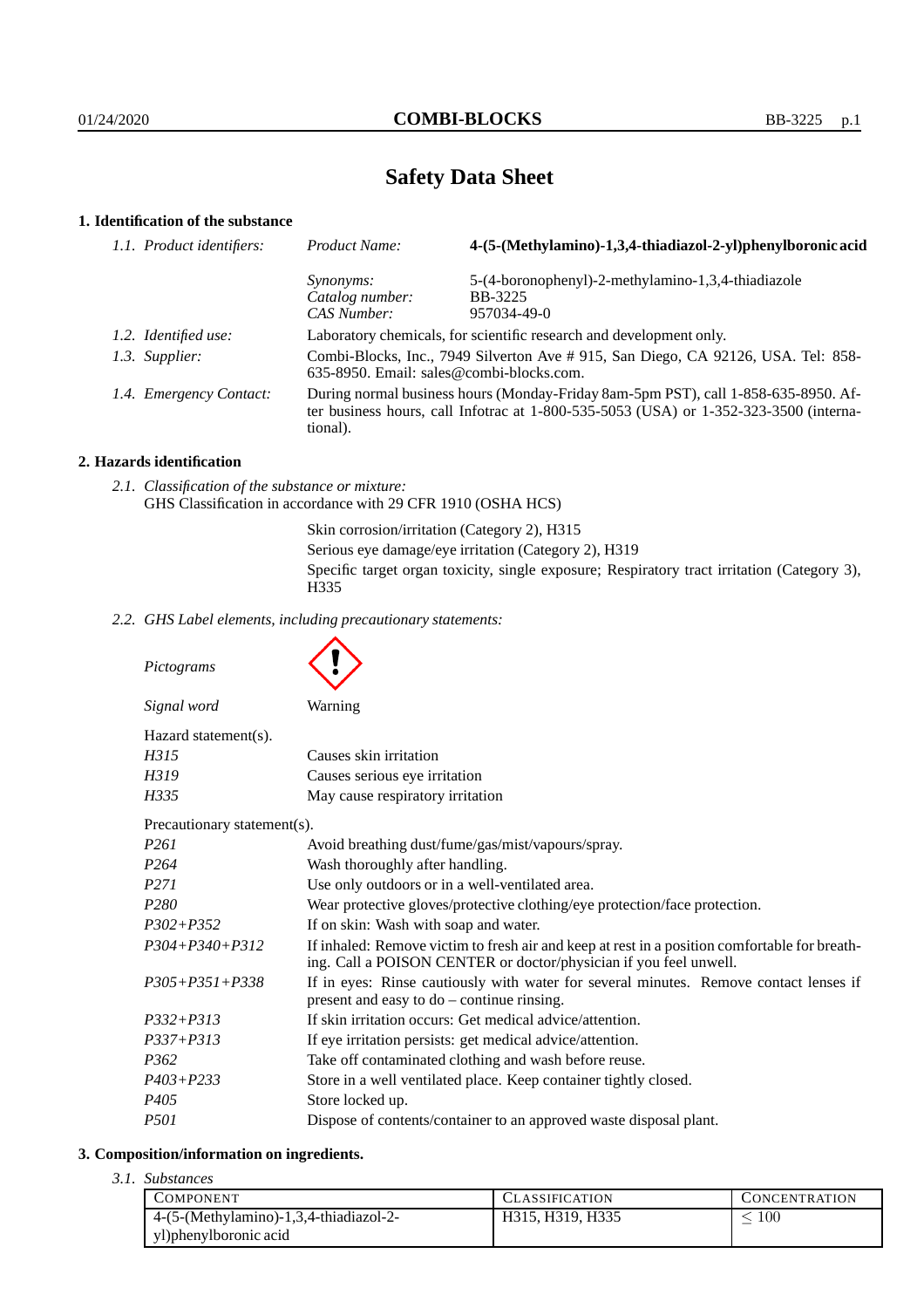# Safety Data Sheet

## 1. Identification of the substance

| | | |
|---|---|---|
| *1.1. Product identifiers:* | *Product Name:* | **4-(5-(Methylamino)-1,3,4-thiadiazol-2-yl)phenylboronic acid** |
| | *Synonyms:* | 5-(4-boronophenyl)-2-methylamino-1,3,4-thiadiazole |
| | *Catalog number:* | BB-3225 |
| | *CAS Number:* | 957034-49-0 |
| *1.2. Identified use:* | Laboratory chemicals, for scientific research and development only. | |
| *1.3. Supplier:* | Combi-Blocks, Inc., 7949 Silverton Ave # 915, San Diego, CA 92126, USA. Tel: 858-635-8950. Email: sales@combi-blocks.com. | |
| *1.4. Emergency Contact:* | During normal business hours (Monday-Friday 8am-5pm PST), call 1-858-635-8950. After business hours, call Infotrac at 1-800-535-5053 (USA) or 1-352-323-3500 (international). | |

## 2. Hazards identification

*2.1. Classification of the substance or mixture:*
GHS Classification in accordance with 29 CFR 1910 (OSHA HCS)

Skin corrosion/irritation (Category 2), H315
Serious eye damage/eye irritation (Category 2), H319
Specific target organ toxicity, single exposure; Respiratory tract irritation (Category 3), H335

*2.2. GHS Label elements, including precautionary statements:*

*Pictograms*

*Signal word* Warning

Hazard statement(s).

| | |
|---|---|
| *H315* | Causes skin irritation |
| *H319* | Causes serious eye irritation |
| *H335* | May cause respiratory irritation |

Precautionary statement(s).

| | |
|---|---|
| *P261* | Avoid breathing dust/fume/gas/mist/vapours/spray. |
| *P264* | Wash thoroughly after handling. |
| *P271* | Use only outdoors or in a well-ventilated area. |
| *P280* | Wear protective gloves/protective clothing/eye protection/face protection. |
| *P302+P352* | If on skin: Wash with soap and water. |
| *P304+P340+P312* | If inhaled: Remove victim to fresh air and keep at rest in a position comfortable for breathing. Call a POISON CENTER or doctor/physician if you feel unwell. |
| *P305+P351+P338* | If in eyes: Rinse cautiously with water for several minutes. Remove contact lenses if present and easy to do – continue rinsing. |
| *P332+P313* | If skin irritation occurs: Get medical advice/attention. |
| *P337+P313* | If eye irritation persists: get medical advice/attention. |
| *P362* | Take off contaminated clothing and wash before reuse. |
| *P403+P233* | Store in a well ventilated place. Keep container tightly closed. |
| *P405* | Store locked up. |
| *P501* | Dispose of contents/container to an approved waste disposal plant. |

## 3. Composition/information on ingredients.

*3.1. Substances*

| COMPONENT | CLASSIFICATION | CONCENTRATION |
|---|---|---|
| 4-(5-(Methylamino)-1,3,4-thiadiazol-2-yl)phenylboronic acid | H315, H319, H335 | $\leq 100$ |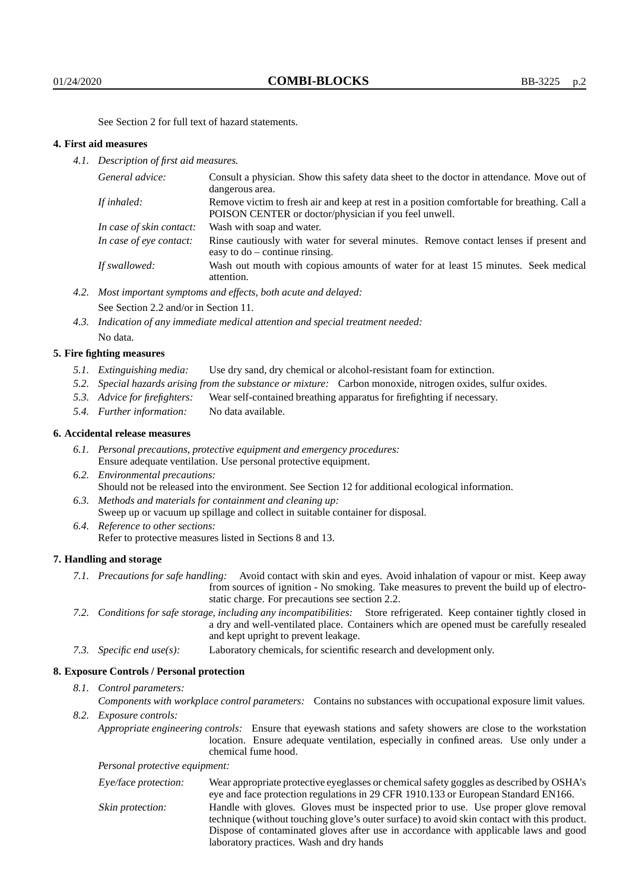See Section 2 for full text of hazard statements.

## 4. First aid measures

*4.1. Description of first aid measures.*

| | |
|---|---|
| *General advice:* | Consult a physician. Show this safety data sheet to the doctor in attendance. Move out of dangerous area. |
| *If inhaled:* | Remove victim to fresh air and keep at rest in a position comfortable for breathing. Call a POISON CENTER or doctor/physician if you feel unwell. |
| *In case of skin contact:* | Wash with soap and water. |
| *In case of eye contact:* | Rinse cautiously with water for several minutes. Remove contact lenses if present and easy to do – continue rinsing. |
| *If swallowed:* | Wash out mouth with copious amounts of water for at least 15 minutes. Seek medical attention. |

*4.2. Most important symptoms and effects, both acute and delayed:*
See Section 2.2 and/or in Section 11.

*4.3. Indication of any immediate medical attention and special treatment needed:*
No data.

## 5. Fire fighting measures

*5.1. Extinguishing media:* Use dry sand, dry chemical or alcohol-resistant foam for extinction.

*5.2. Special hazards arising from the substance or mixture:* Carbon monoxide, nitrogen oxides, sulfur oxides.

*5.3. Advice for firefighters:* Wear self-contained breathing apparatus for firefighting if necessary.

*5.4. Further information:* No data available.

## 6. Accidental release measures

*6.1. Personal precautions, protective equipment and emergency procedures:*
Ensure adequate ventilation. Use personal protective equipment.

*6.2. Environmental precautions:*
Should not be released into the environment. See Section 12 for additional ecological information.

*6.3. Methods and materials for containment and cleaning up:*
Sweep up or vacuum up spillage and collect in suitable container for disposal.

*6.4. Reference to other sections:*
Refer to protective measures listed in Sections 8 and 13.

## 7. Handling and storage

*7.1. Precautions for safe handling:* Avoid contact with skin and eyes. Avoid inhalation of vapour or mist. Keep away from sources of ignition - No smoking. Take measures to prevent the build up of electrostatic charge. For precautions see section 2.2.

*7.2. Conditions for safe storage, including any incompatibilities:* Store refrigerated. Keep container tightly closed in a dry and well-ventilated place. Containers which are opened must be carefully resealed and kept upright to prevent leakage.

*7.3. Specific end use(s):* Laboratory chemicals, for scientific research and development only.

## 8. Exposure Controls / Personal protection

*8.1. Control parameters:*
*Components with workplace control parameters:* Contains no substances with occupational exposure limit values.

*8.2. Exposure controls:*
*Appropriate engineering controls:* Ensure that eyewash stations and safety showers are close to the workstation location. Ensure adequate ventilation, especially in confined areas. Use only under a chemical fume hood.

*Personal protective equipment:*

| | |
|---|---|
| *Eye/face protection:* | Wear appropriate protective eyeglasses or chemical safety goggles as described by OSHA's eye and face protection regulations in 29 CFR 1910.133 or European Standard EN166. |
| *Skin protection:* | Handle with gloves. Gloves must be inspected prior to use. Use proper glove removal technique (without touching glove's outer surface) to avoid skin contact with this product. Dispose of contaminated gloves after use in accordance with applicable laws and good laboratory practices. Wash and dry hands |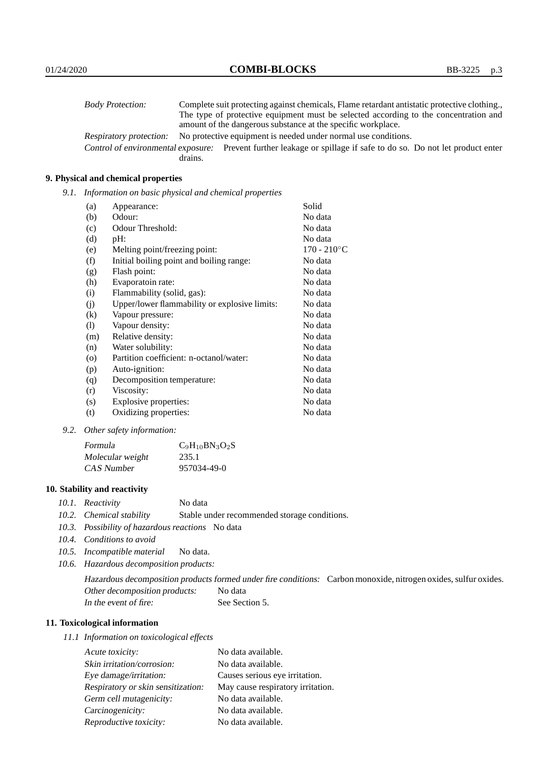| | |
|---|---|
| *Body Protection:* | Complete suit protecting against chemicals, Flame retardant antistatic protective clothing., The type of protective equipment must be selected according to the concentration and amount of the dangerous substance at the specific workplace. |
| *Respiratory protection:* | No protective equipment is needed under normal use conditions. |
| *Control of environmental exposure:* | Prevent further leakage or spillage if safe to do so. Do not let product enter drains. |

## 9. Physical and chemical properties

*9.1. Information on basic physical and chemical properties*

| | | |
|---|---|---|
| (a) | Appearance: | Solid |
| (b) | Odour: | No data |
| (c) | Odour Threshold: | No data |
| (d) | pH: | No data |
| (e) | Melting point/freezing point: | 170 - 210°C |
| (f) | Initial boiling point and boiling range: | No data |
| (g) | Flash point: | No data |
| (h) | Evaporatoin rate: | No data |
| (i) | Flammability (solid, gas): | No data |
| (j) | Upper/lower flammability or explosive limits: | No data |
| (k) | Vapour pressure: | No data |
| (l) | Vapour density: | No data |
| (m) | Relative density: | No data |
| (n) | Water solubility: | No data |
| (o) | Partition coefficient: n-octanol/water: | No data |
| (p) | Auto-ignition: | No data |
| (q) | Decomposition temperature: | No data |
| (r) | Viscosity: | No data |
| (s) | Explosive properties: | No data |
| (t) | Oxidizing properties: | No data |

*9.2. Other safety information:*

| | |
|---|---|
| *Formula* | $C_9H_{10}BN_3O_2S$ |
| *Molecular weight* | 235.1 |
| *CAS Number* | 957034-49-0 |

## 10. Stability and reactivity

*10.1. Reactivity* No data

*10.2. Chemical stability* Stable under recommended storage conditions.

*10.3. Possibility of hazardous reactions* No data

*10.4. Conditions to avoid*

*10.5. Incompatible material* No data.

*10.6. Hazardous decomposition products:*

*Hazardous decomposition products formed under fire conditions:* Carbon monoxide, nitrogen oxides, sulfur oxides.

| | |
|---|---|
| *Other decomposition products:* | No data |
| *In the event of fire:* | See Section 5. |

## 11. Toxicological information

*11.1 Information on toxicological effects*

| | |
|---|---|
| *Acute toxicity:* | No data available. |
| *Skin irritation/corrosion:* | No data available. |
| *Eye damage/irritation:* | Causes serious eye irritation. |
| *Respiratory or skin sensitization:* | May cause respiratory irritation. |
| *Germ cell mutagenicity:* | No data available. |
| *Carcinogenicity:* | No data available. |
| *Reproductive toxicity:* | No data available. |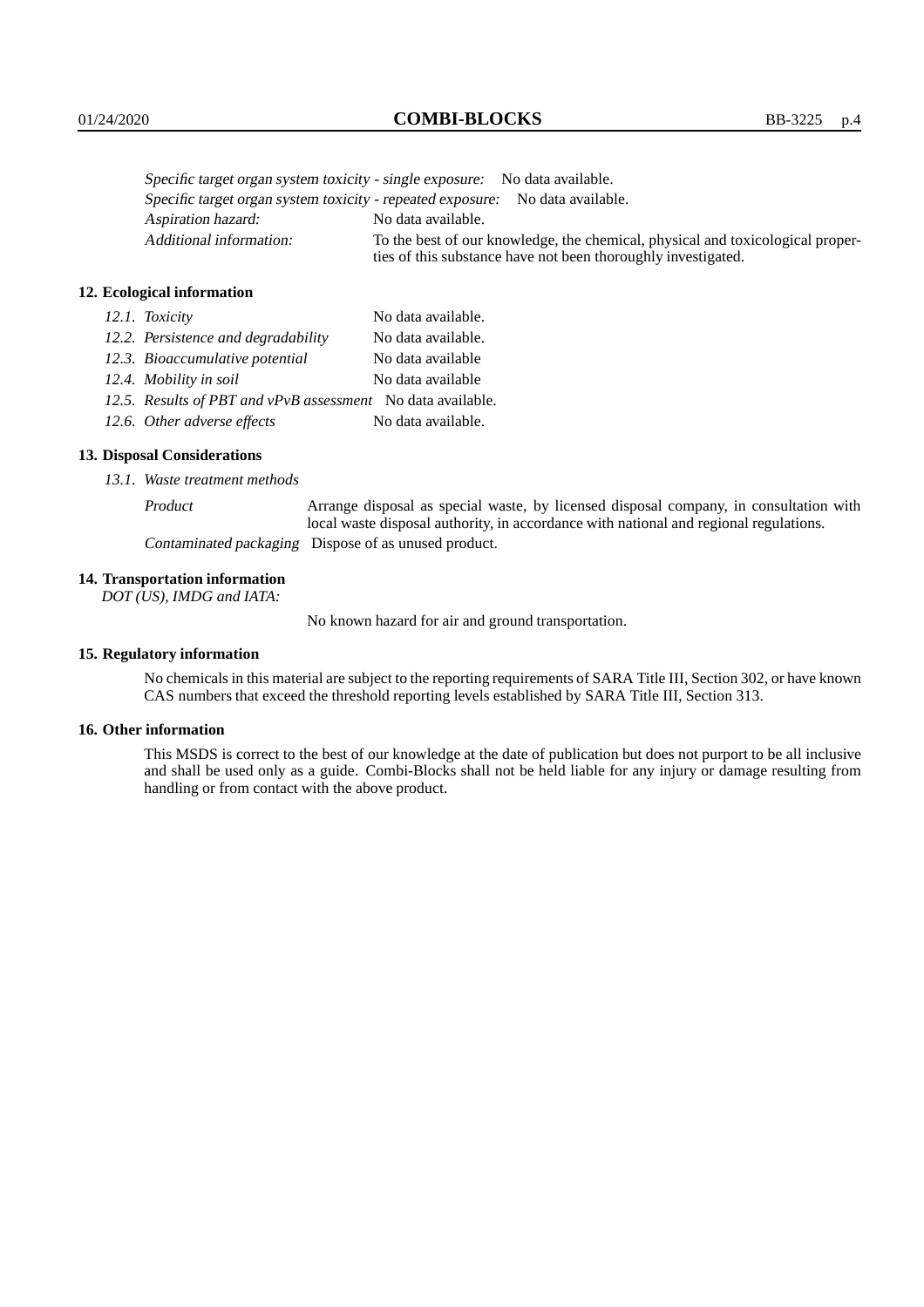*Specific target organ system toxicity - single exposure:* No data available.
*Specific target organ system toxicity - repeated exposure:* No data available.
*Aspiration hazard:* No data available.
*Additional information:* To the best of our knowledge, the chemical, physical and toxicological properties of this substance have not been thoroughly investigated.

### 12. Ecological information

| | |
|---|---|
| *12.1. Toxicity* | No data available. |
| *12.2. Persistence and degradability* | No data available. |
| *12.3. Bioaccumulative potential* | No data available |
| *12.4. Mobility in soil* | No data available |
| *12.5. Results of PBT and vPvB assessment* | No data available. |
| *12.6. Other adverse effects* | No data available. |

### 13. Disposal Considerations

*13.1. Waste treatment methods*

*Product* Arrange disposal as special waste, by licensed disposal company, in consultation with local waste disposal authority, in accordance with national and regional regulations.

*Contaminated packaging* Dispose of as unused product.

### 14. Transportation information

*DOT (US), IMDG and IATA:*

No known hazard for air and ground transportation.

### 15. Regulatory information

No chemicals in this material are subject to the reporting requirements of SARA Title III, Section 302, or have known CAS numbers that exceed the threshold reporting levels established by SARA Title III, Section 313.

### 16. Other information

This MSDS is correct to the best of our knowledge at the date of publication but does not purport to be all inclusive and shall be used only as a guide. Combi-Blocks shall not be held liable for any injury or damage resulting from handling or from contact with the above product.